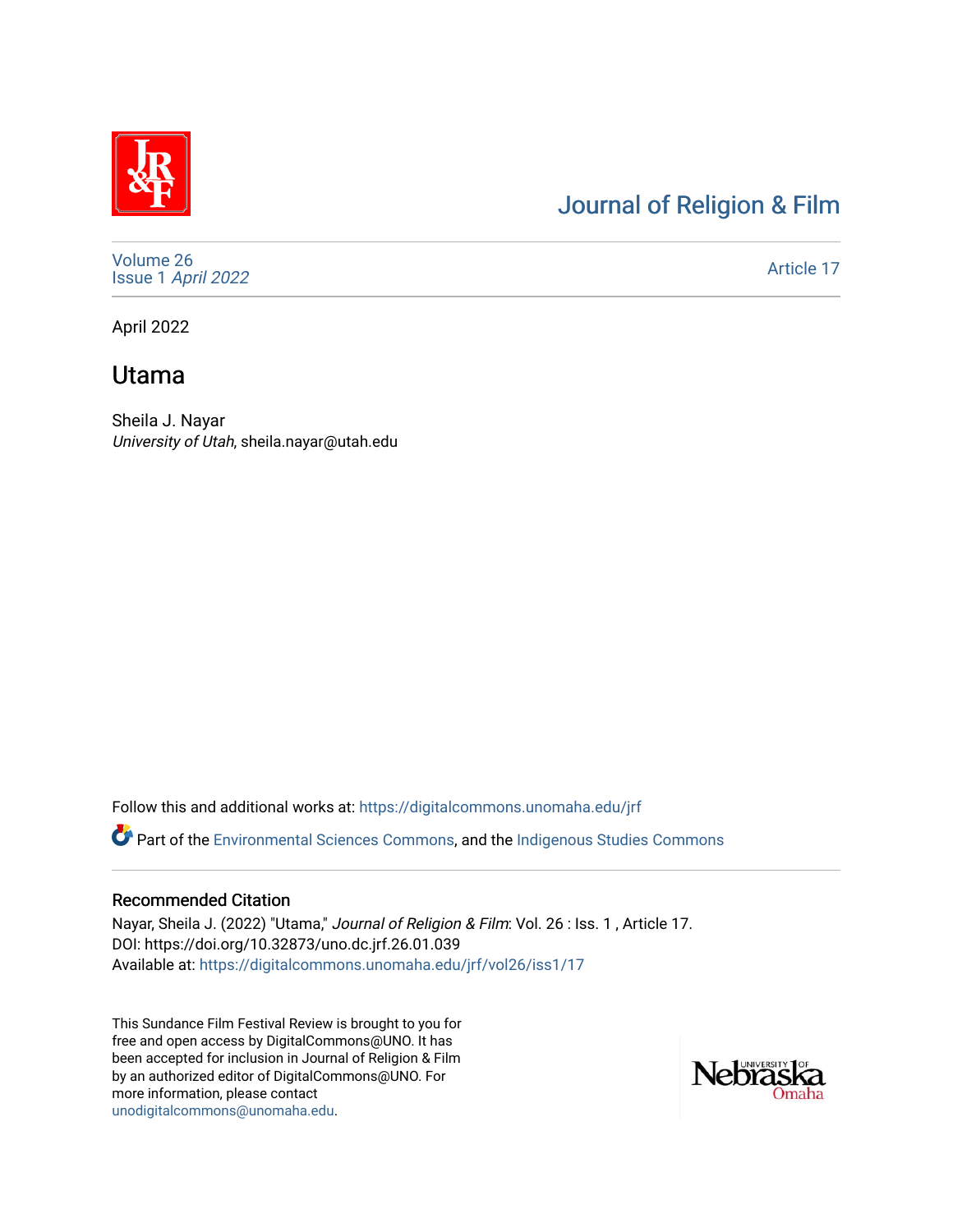# Journal of Religion & Film

Volume 26
Issue 1 *April 2022*

Article 17

April 2022

## Utama

Sheila J. Nayar
*University of Utah*, sheila.nayar@utah.edu

Follow this and additional works at: https://digitalcommons.unomaha.edu/jrf

Part of the Environmental Sciences Commons, and the Indigenous Studies Commons

### Recommended Citation

Nayar, Sheila J. (2022) "Utama," *Journal of Religion & Film*: Vol. 26 : Iss. 1 , Article 17.
DOI: https://doi.org/10.32873/uno.dc.jrf.26.01.039
Available at: https://digitalcommons.unomaha.edu/jrf/vol26/iss1/17

This Sundance Film Festival Review is brought to you for free and open access by DigitalCommons@UNO. It has been accepted for inclusion in Journal of Religion & Film by an authorized editor of DigitalCommons@UNO. For more information, please contact unodigitalcommons@unomaha.edu.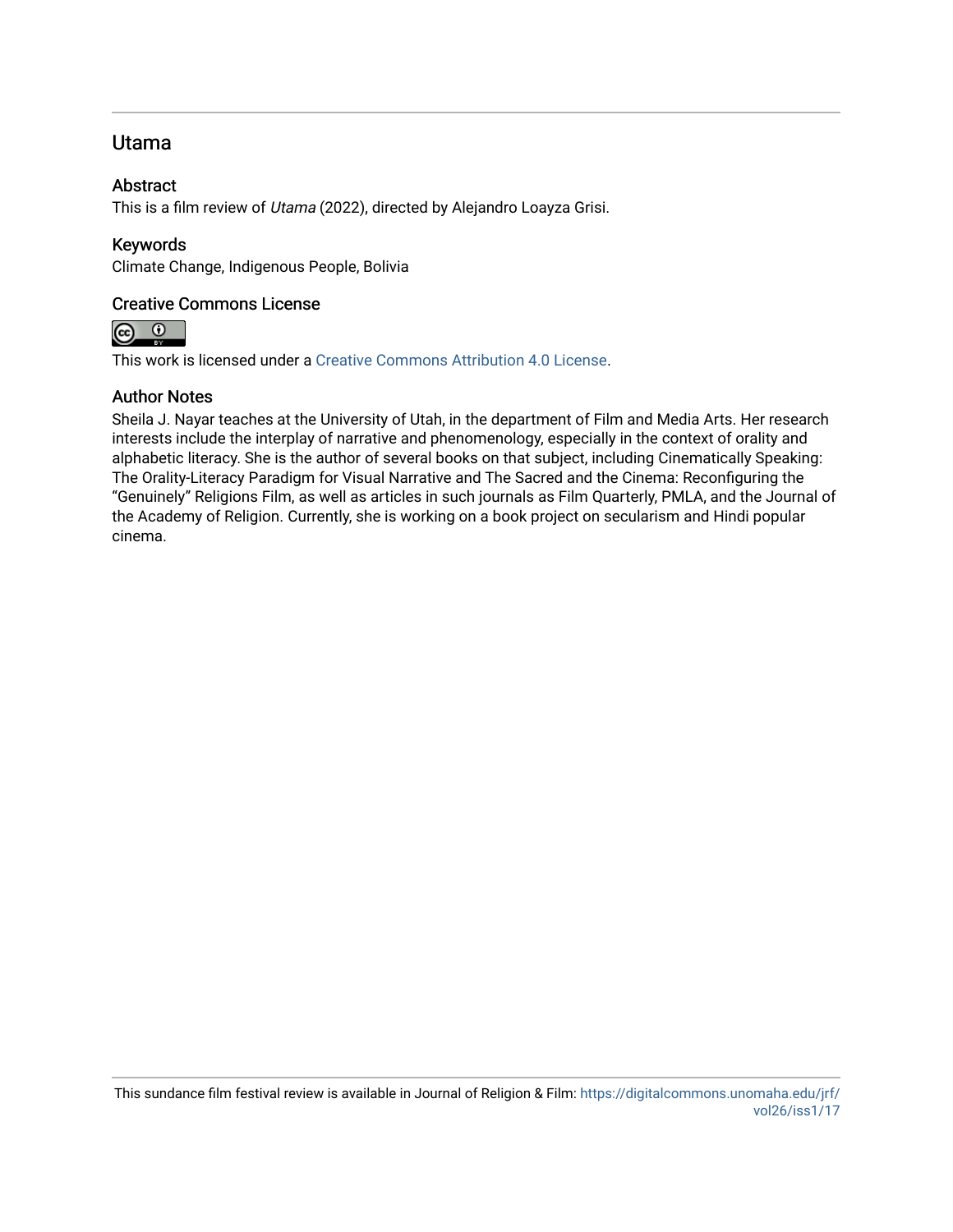## Utama

### Abstract

This is a film review of *Utama* (2022), directed by Alejandro Loayza Grisi.

### Keywords

Climate Change, Indigenous People, Bolivia

### Creative Commons License

This work is licensed under a Creative Commons Attribution 4.0 License.

### Author Notes

Sheila J. Nayar teaches at the University of Utah, in the department of Film and Media Arts. Her research interests include the interplay of narrative and phenomenology, especially in the context of orality and alphabetic literacy. She is the author of several books on that subject, including Cinematically Speaking: The Orality-Literacy Paradigm for Visual Narrative and The Sacred and the Cinema: Reconfiguring the “Genuinely” Religions Film, as well as articles in such journals as Film Quarterly, PMLA, and the Journal of the Academy of Religion. Currently, she is working on a book project on secularism and Hindi popular cinema.

This sundance film festival review is available in Journal of Religion & Film: https://digitalcommons.unomaha.edu/jrf/vol26/iss1/17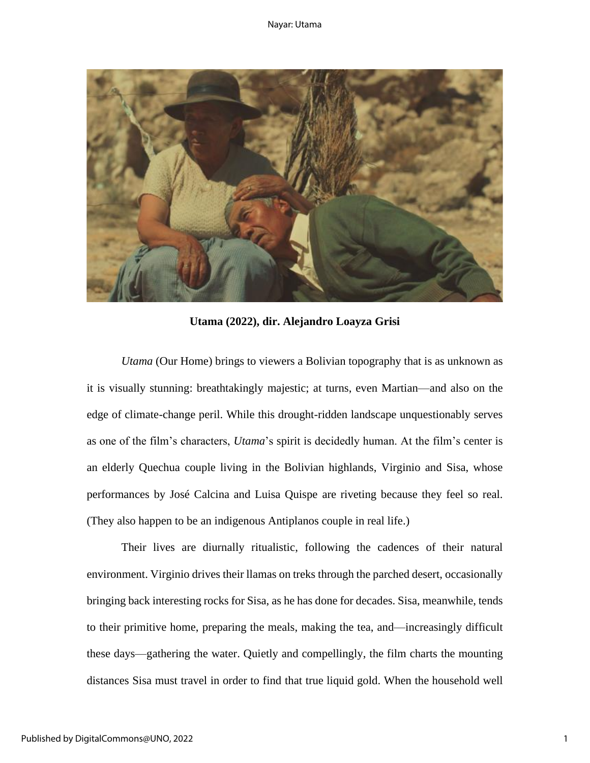**Utama (2022), dir. Alejandro Loayza Grisi**

*Utama* (Our Home) brings to viewers a Bolivian topography that is as unknown as it is visually stunning: breathtakingly majestic; at turns, even Martian—and also on the edge of climate-change peril. While this drought-ridden landscape unquestionably serves as one of the film's characters, *Utama*'s spirit is decidedly human. At the film's center is an elderly Quechua couple living in the Bolivian highlands, Virginio and Sisa, whose performances by José Calcina and Luisa Quispe are riveting because they feel so real. (They also happen to be an indigenous Antiplanos couple in real life.)

Their lives are diurnally ritualistic, following the cadences of their natural environment. Virginio drives their llamas on treks through the parched desert, occasionally bringing back interesting rocks for Sisa, as he has done for decades. Sisa, meanwhile, tends to their primitive home, preparing the meals, making the tea, and—increasingly difficult these days—gathering the water. Quietly and compellingly, the film charts the mounting distances Sisa must travel in order to find that true liquid gold. When the household well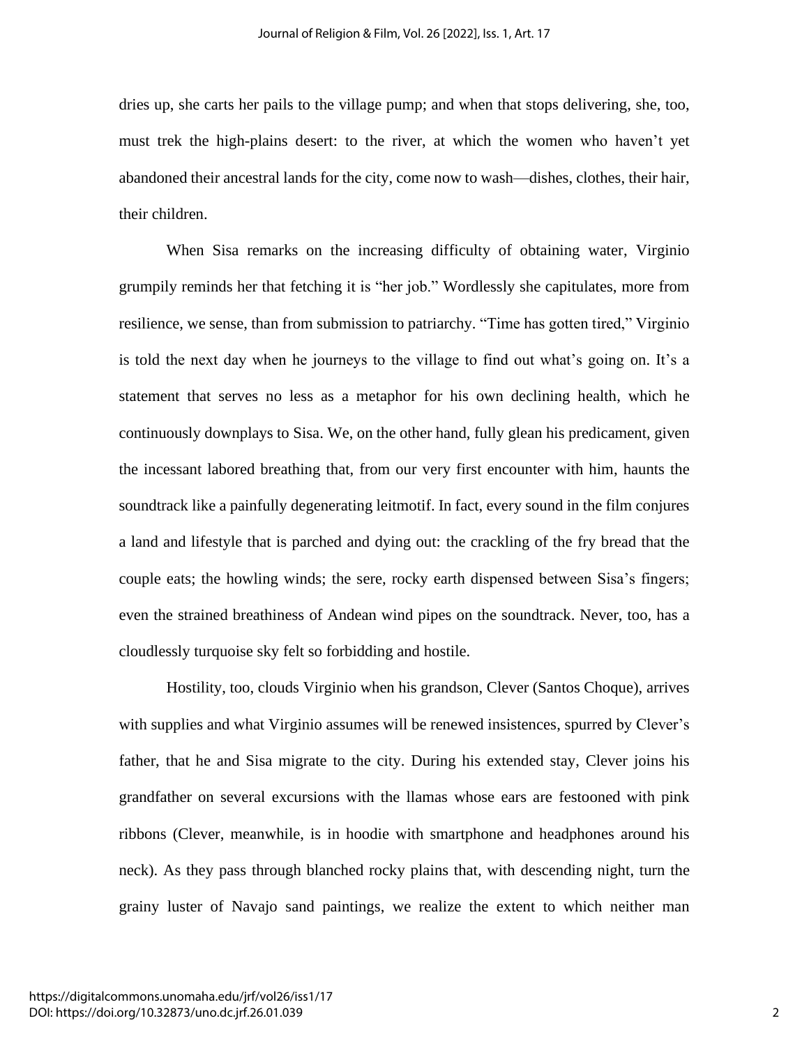dries up, she carts her pails to the village pump; and when that stops delivering, she, too, must trek the high-plains desert: to the river, at which the women who haven't yet abandoned their ancestral lands for the city, come now to wash—dishes, clothes, their hair, their children.

When Sisa remarks on the increasing difficulty of obtaining water, Virginio grumpily reminds her that fetching it is "her job." Wordlessly she capitulates, more from resilience, we sense, than from submission to patriarchy. "Time has gotten tired," Virginio is told the next day when he journeys to the village to find out what's going on. It's a statement that serves no less as a metaphor for his own declining health, which he continuously downplays to Sisa. We, on the other hand, fully glean his predicament, given the incessant labored breathing that, from our very first encounter with him, haunts the soundtrack like a painfully degenerating leitmotif. In fact, every sound in the film conjures a land and lifestyle that is parched and dying out: the crackling of the fry bread that the couple eats; the howling winds; the sere, rocky earth dispensed between Sisa's fingers; even the strained breathiness of Andean wind pipes on the soundtrack. Never, too, has a cloudlessly turquoise sky felt so forbidding and hostile.

Hostility, too, clouds Virginio when his grandson, Clever (Santos Choque), arrives with supplies and what Virginio assumes will be renewed insistences, spurred by Clever's father, that he and Sisa migrate to the city. During his extended stay, Clever joins his grandfather on several excursions with the llamas whose ears are festooned with pink ribbons (Clever, meanwhile, is in hoodie with smartphone and headphones around his neck). As they pass through blanched rocky plains that, with descending night, turn the grainy luster of Navajo sand paintings, we realize the extent to which neither man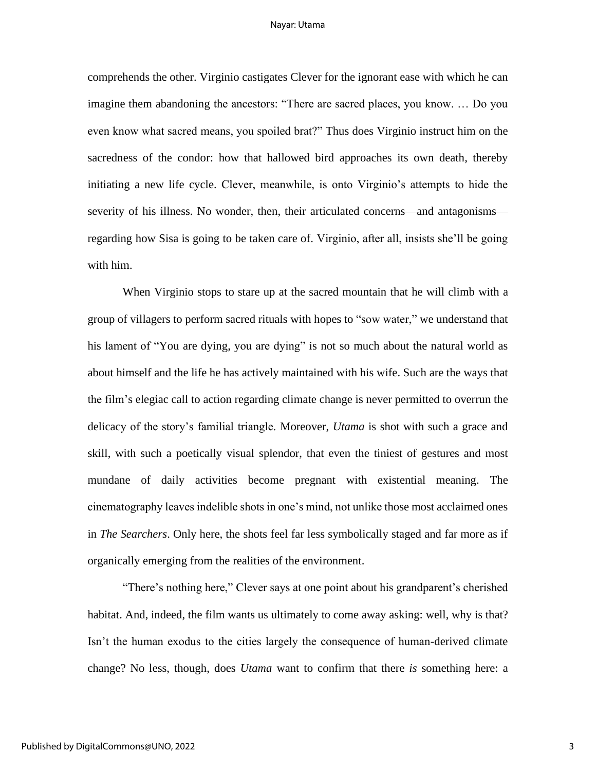comprehends the other. Virginio castigates Clever for the ignorant ease with which he can imagine them abandoning the ancestors: "There are sacred places, you know. … Do you even know what sacred means, you spoiled brat?" Thus does Virginio instruct him on the sacredness of the condor: how that hallowed bird approaches its own death, thereby initiating a new life cycle. Clever, meanwhile, is onto Virginio's attempts to hide the severity of his illness. No wonder, then, their articulated concerns—and antagonisms—regarding how Sisa is going to be taken care of. Virginio, after all, insists she'll be going with him.

When Virginio stops to stare up at the sacred mountain that he will climb with a group of villagers to perform sacred rituals with hopes to "sow water," we understand that his lament of "You are dying, you are dying" is not so much about the natural world as about himself and the life he has actively maintained with his wife. Such are the ways that the film's elegiac call to action regarding climate change is never permitted to overrun the delicacy of the story's familial triangle. Moreover, *Utama* is shot with such a grace and skill, with such a poetically visual splendor, that even the tiniest of gestures and most mundane of daily activities become pregnant with existential meaning. The cinematography leaves indelible shots in one's mind, not unlike those most acclaimed ones in *The Searchers*. Only here, the shots feel far less symbolically staged and far more as if organically emerging from the realities of the environment.

"There's nothing here," Clever says at one point about his grandparent's cherished habitat. And, indeed, the film wants us ultimately to come away asking: well, why is that? Isn't the human exodus to the cities largely the consequence of human-derived climate change? No less, though, does *Utama* want to confirm that there *is* something here: a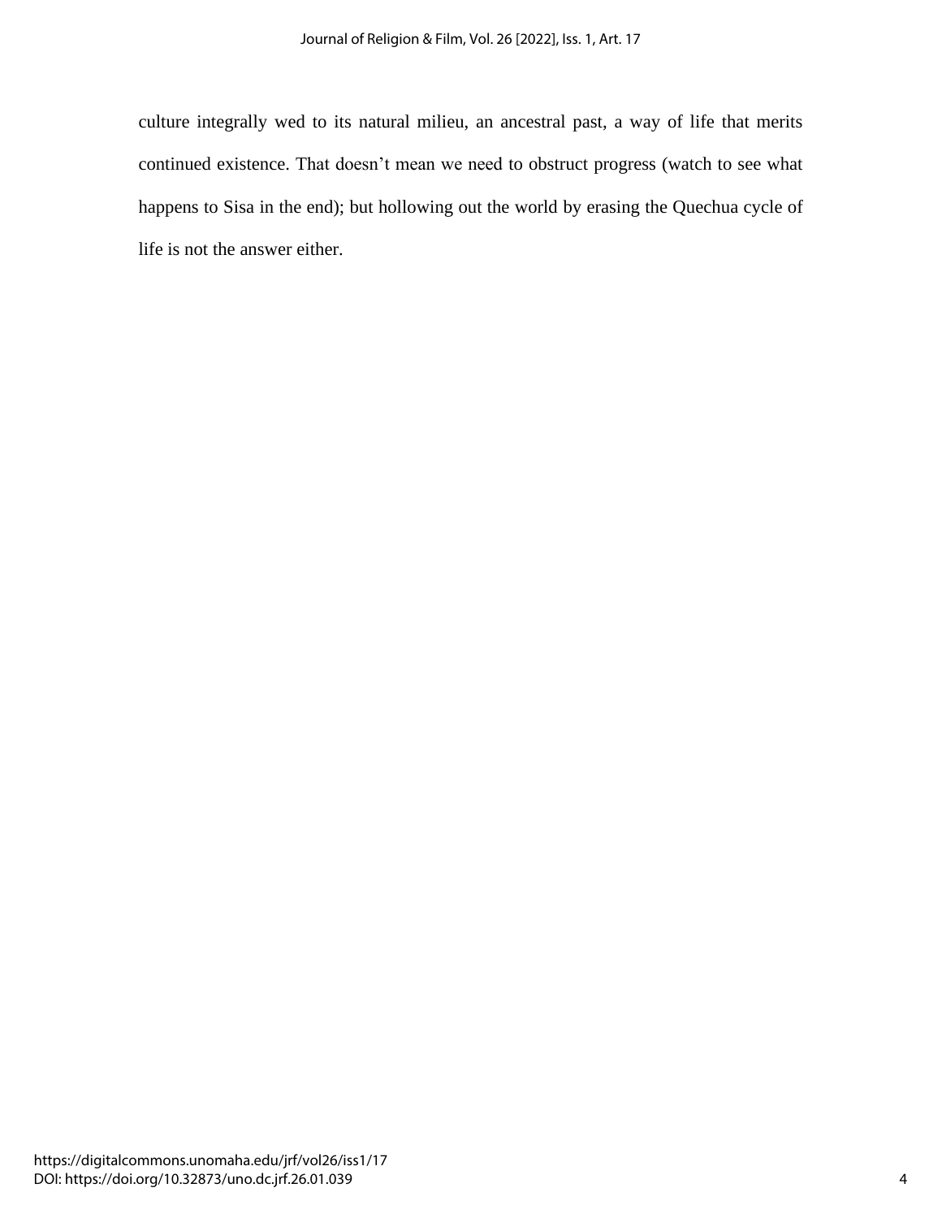culture integrally wed to its natural milieu, an ancestral past, a way of life that merits continued existence. That doesn't mean we need to obstruct progress (watch to see what happens to Sisa in the end); but hollowing out the world by erasing the Quechua cycle of life is not the answer either.